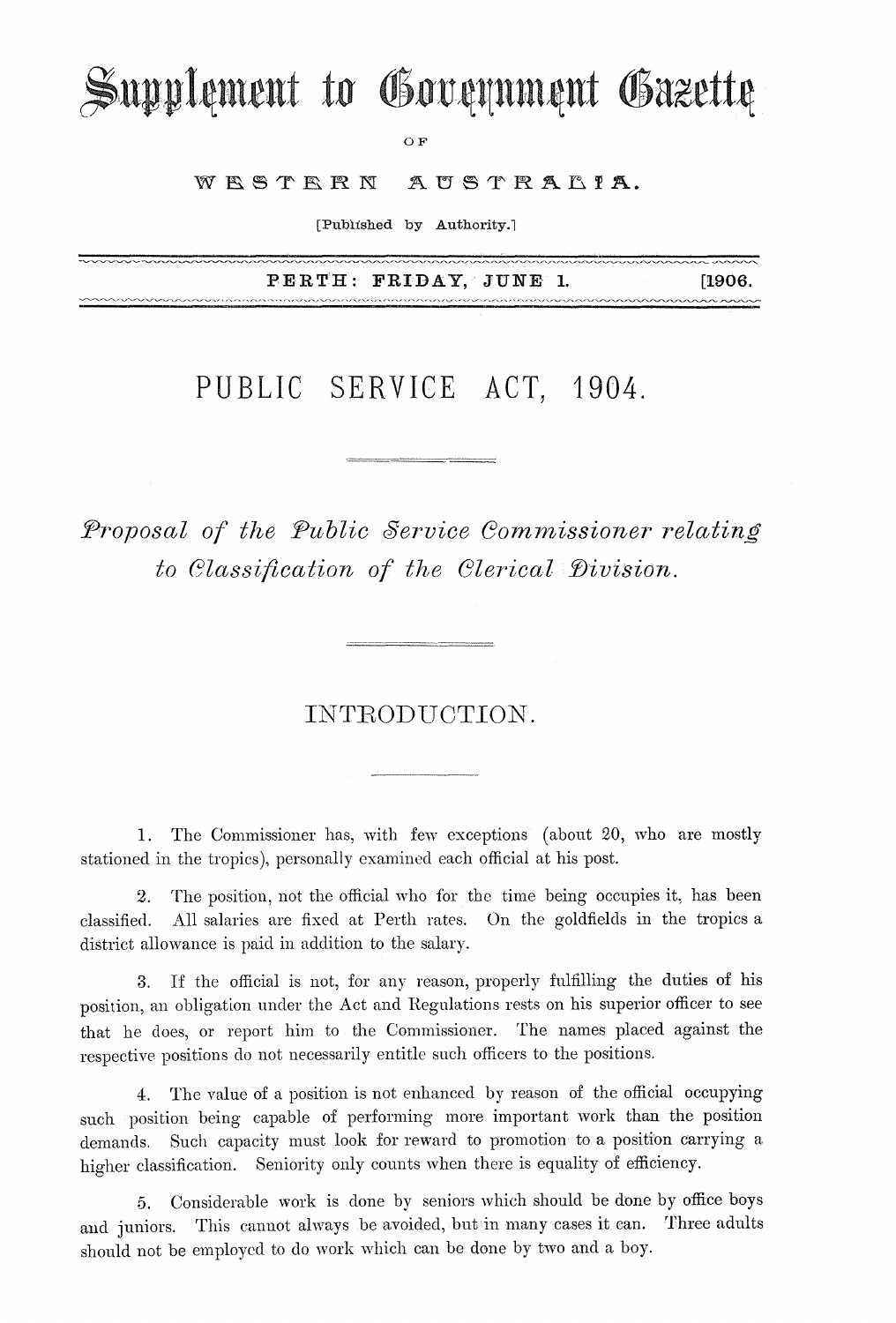# Supplement to Government Gazette

OF

WESTERN AUSTRALIA.

[Published by Authority.]

PERTH: FRIDAY, JUNE 1. [1906.

# PUBLIC SERVICE ACT, 1904.

## *Proposal of the Public Service Commissioner relating to Classification of the Clerical Division.*

## INTRODUCTION.

1. The Commissioner has, with few exceptions (about 20, who are mostly stationed in the tropics), personally examined each official at his post.

2. The position, not the official who for the time being occupies it, has been classified. All salaries are fixed at Perth rates. On the goldfields in the tropics a district allowance is paid in addition to the salary.

3. If the official is not, for any reason, properly fulfilling the duties of his position, an obligation under the Act and Regulations rests on his superior officer to see that he does, or report him to the Commissioner. The names placed against the respective positions do not necessarily entitle such officers to the positions.

4. The value of a position is not enhanced by reason of the official occupying such position being capable of performing more important work than the position demands. Such capacity must look for reward to promotion to a position carrying a higher classification. Seniority only counts when there is equality of efficiency.

5. Considerable work is done by seniors which should be done by office boys and juniors. This cannot always be avoided, but in many cases it can. Three adults should not be employed to do work which can be done by two and a boy.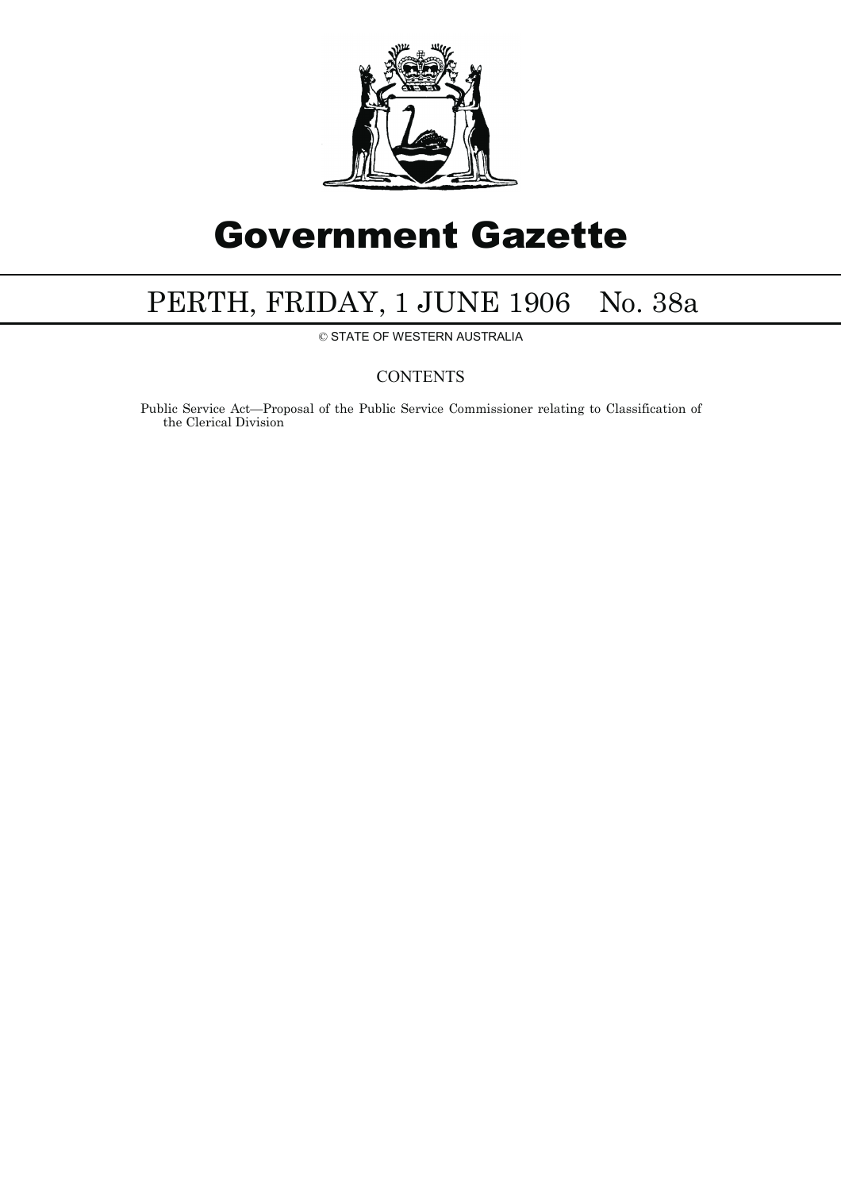# Government Gazette

PERTH, FRIDAY, 1 JUNE 1906 No. 38a

© STATE OF WESTERN AUSTRALIA

CONTENTS

Public Service Act—Proposal of the Public Service Commissioner relating to Classification of the Clerical Division